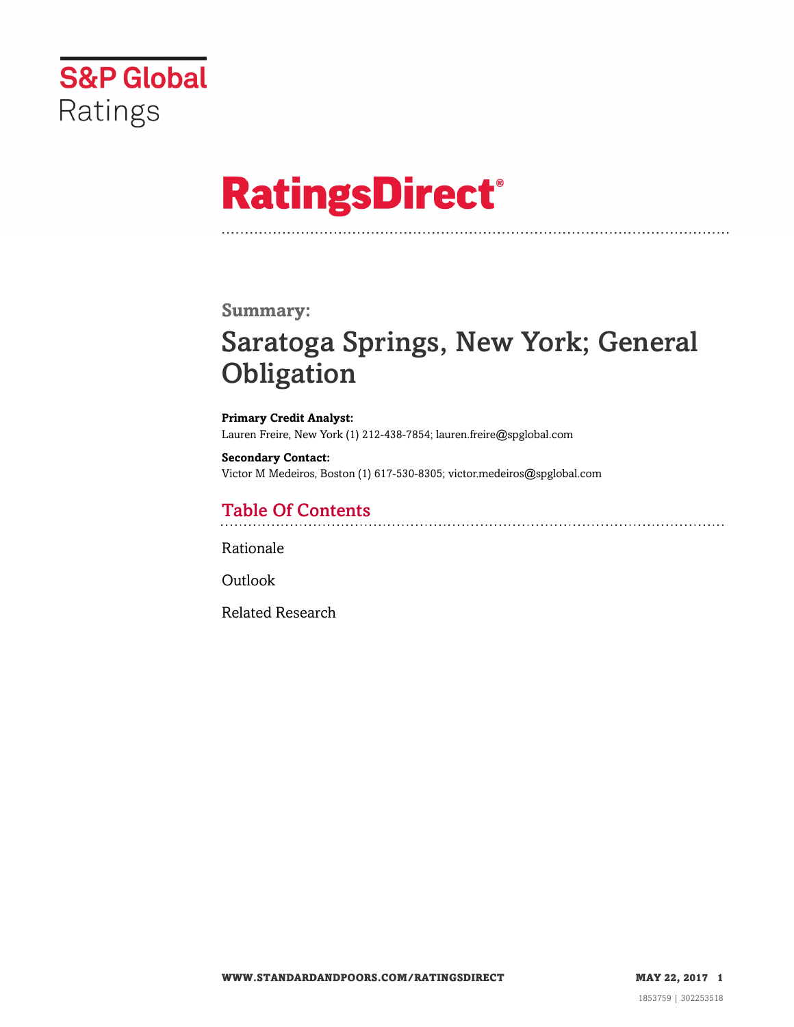S&P Global
Ratings

# RatingsDirect®

## Summary:

# Saratoga Springs, New York; General Obligation

**Primary Credit Analyst:**
Lauren Freire, New York (1) 212-438-7854; lauren.freire@spglobal.com

**Secondary Contact:**
Victor M Medeiros, Boston (1) 617-530-8305; victor.medeiros@spglobal.com

## Table Of Contents

Rationale

Outlook

Related Research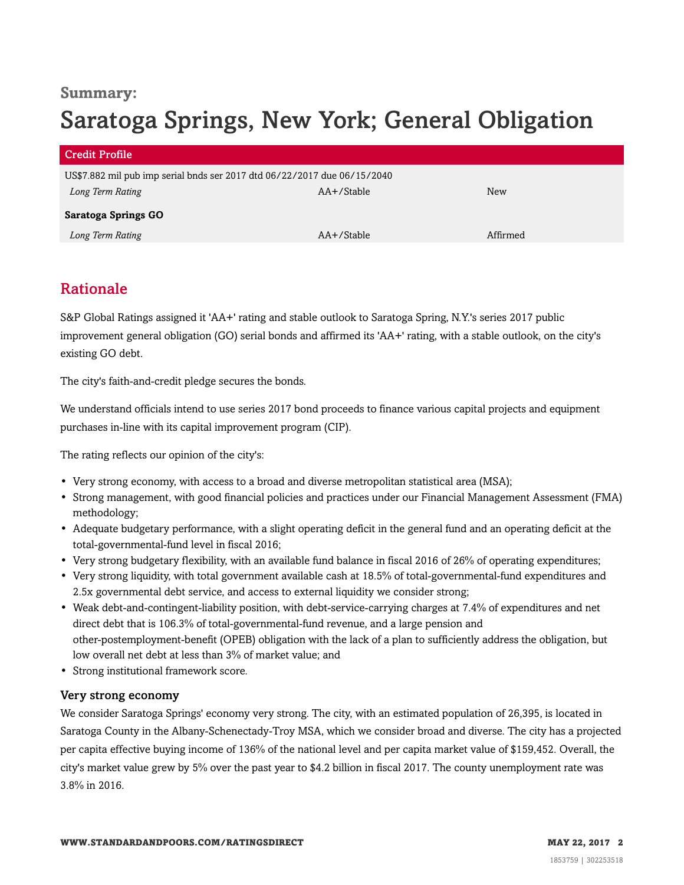**Summary:**

# Saratoga Springs, New York; General Obligation

| Credit Profile | | |
|---|---|---|
| US$7.882 mil pub imp serial bnds ser 2017 dtd 06/22/2017 due 06/15/2040 | | |
| *Long Term Rating* | AA+/Stable | New |
| **Saratoga Springs GO** | | |
| *Long Term Rating* | AA+/Stable | Affirmed |

## Rationale

S&P Global Ratings assigned it 'AA+' rating and stable outlook to Saratoga Spring, N.Y.'s series 2017 public improvement general obligation (GO) serial bonds and affirmed its 'AA+' rating, with a stable outlook, on the city's existing GO debt.

The city's faith-and-credit pledge secures the bonds.

We understand officials intend to use series 2017 bond proceeds to finance various capital projects and equipment purchases in-line with its capital improvement program (CIP).

The rating reflects our opinion of the city's:

- Very strong economy, with access to a broad and diverse metropolitan statistical area (MSA);
- Strong management, with good financial policies and practices under our Financial Management Assessment (FMA) methodology;
- Adequate budgetary performance, with a slight operating deficit in the general fund and an operating deficit at the total-governmental-fund level in fiscal 2016;
- Very strong budgetary flexibility, with an available fund balance in fiscal 2016 of 26% of operating expenditures;
- Very strong liquidity, with total government available cash at 18.5% of total-governmental-fund expenditures and 2.5x governmental debt service, and access to external liquidity we consider strong;
- Weak debt-and-contingent-liability position, with debt-service-carrying charges at 7.4% of expenditures and net direct debt that is 106.3% of total-governmental-fund revenue, and a large pension and other-postemployment-benefit (OPEB) obligation with the lack of a plan to sufficiently address the obligation, but low overall net debt at less than 3% of market value; and
- Strong institutional framework score.

### Very strong economy

We consider Saratoga Springs' economy very strong. The city, with an estimated population of 26,395, is located in Saratoga County in the Albany-Schenectady-Troy MSA, which we consider broad and diverse. The city has a projected per capita effective buying income of 136% of the national level and per capita market value of $159,452. Overall, the city's market value grew by 5% over the past year to $4.2 billion in fiscal 2017. The county unemployment rate was 3.8% in 2016.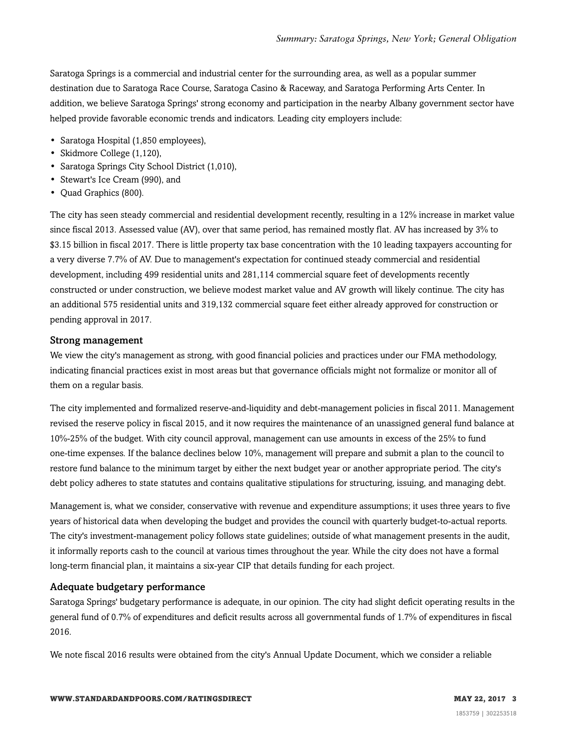Saratoga Springs is a commercial and industrial center for the surrounding area, as well as a popular summer destination due to Saratoga Race Course, Saratoga Casino & Raceway, and Saratoga Performing Arts Center. In addition, we believe Saratoga Springs' strong economy and participation in the nearby Albany government sector have helped provide favorable economic trends and indicators. Leading city employers include:

- Saratoga Hospital (1,850 employees),
- Skidmore College (1,120),
- Saratoga Springs City School District (1,010),
- Stewart's Ice Cream (990), and
- Quad Graphics (800).

The city has seen steady commercial and residential development recently, resulting in a 12% increase in market value since fiscal 2013. Assessed value (AV), over that same period, has remained mostly flat. AV has increased by 3% to $3.15 billion in fiscal 2017. There is little property tax base concentration with the 10 leading taxpayers accounting for a very diverse 7.7% of AV. Due to management's expectation for continued steady commercial and residential development, including 499 residential units and 281,114 commercial square feet of developments recently constructed or under construction, we believe modest market value and AV growth will likely continue. The city has an additional 575 residential units and 319,132 commercial square feet either already approved for construction or pending approval in 2017.

### Strong management

We view the city's management as strong, with good financial policies and practices under our FMA methodology, indicating financial practices exist in most areas but that governance officials might not formalize or monitor all of them on a regular basis.

The city implemented and formalized reserve-and-liquidity and debt-management policies in fiscal 2011. Management revised the reserve policy in fiscal 2015, and it now requires the maintenance of an unassigned general fund balance at 10%-25% of the budget. With city council approval, management can use amounts in excess of the 25% to fund one-time expenses. If the balance declines below 10%, management will prepare and submit a plan to the council to restore fund balance to the minimum target by either the next budget year or another appropriate period. The city's debt policy adheres to state statutes and contains qualitative stipulations for structuring, issuing, and managing debt.

Management is, what we consider, conservative with revenue and expenditure assumptions; it uses three years to five years of historical data when developing the budget and provides the council with quarterly budget-to-actual reports. The city's investment-management policy follows state guidelines; outside of what management presents in the audit, it informally reports cash to the council at various times throughout the year. While the city does not have a formal long-term financial plan, it maintains a six-year CIP that details funding for each project.

### Adequate budgetary performance

Saratoga Springs' budgetary performance is adequate, in our opinion. The city had slight deficit operating results in the general fund of 0.7% of expenditures and deficit results across all governmental funds of 1.7% of expenditures in fiscal 2016.

We note fiscal 2016 results were obtained from the city's Annual Update Document, which we consider a reliable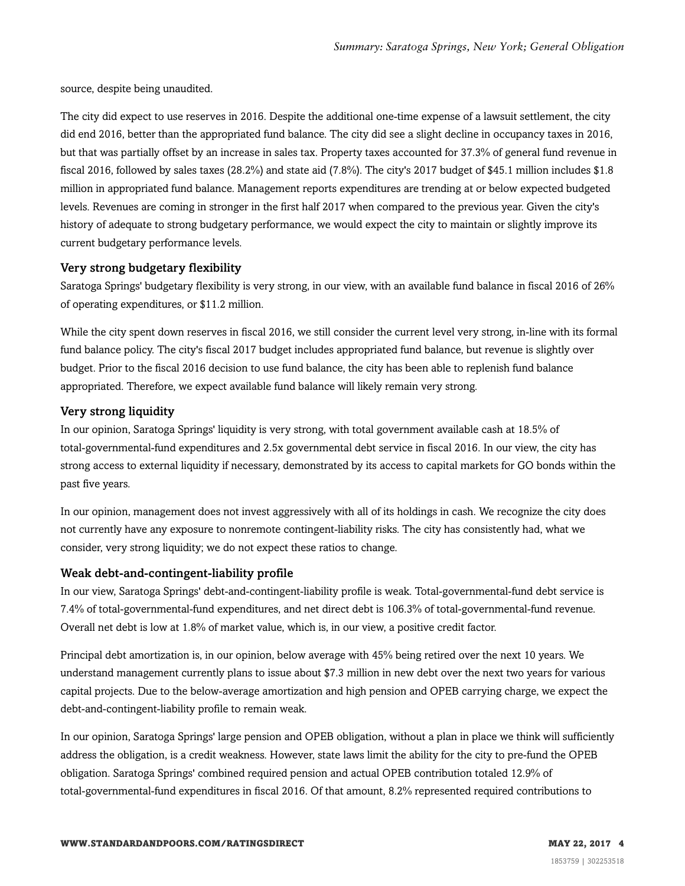source, despite being unaudited.

The city did expect to use reserves in 2016. Despite the additional one-time expense of a lawsuit settlement, the city did end 2016, better than the appropriated fund balance. The city did see a slight decline in occupancy taxes in 2016, but that was partially offset by an increase in sales tax. Property taxes accounted for 37.3% of general fund revenue in fiscal 2016, followed by sales taxes (28.2%) and state aid (7.8%). The city's 2017 budget of $45.1 million includes $1.8 million in appropriated fund balance. Management reports expenditures are trending at or below expected budgeted levels. Revenues are coming in stronger in the first half 2017 when compared to the previous year. Given the city's history of adequate to strong budgetary performance, we would expect the city to maintain or slightly improve its current budgetary performance levels.

### Very strong budgetary flexibility

Saratoga Springs' budgetary flexibility is very strong, in our view, with an available fund balance in fiscal 2016 of 26% of operating expenditures, or $11.2 million.

While the city spent down reserves in fiscal 2016, we still consider the current level very strong, in-line with its formal fund balance policy. The city's fiscal 2017 budget includes appropriated fund balance, but revenue is slightly over budget. Prior to the fiscal 2016 decision to use fund balance, the city has been able to replenish fund balance appropriated. Therefore, we expect available fund balance will likely remain very strong.

### Very strong liquidity

In our opinion, Saratoga Springs' liquidity is very strong, with total government available cash at 18.5% of total-governmental-fund expenditures and 2.5x governmental debt service in fiscal 2016. In our view, the city has strong access to external liquidity if necessary, demonstrated by its access to capital markets for GO bonds within the past five years.

In our opinion, management does not invest aggressively with all of its holdings in cash. We recognize the city does not currently have any exposure to nonremote contingent-liability risks. The city has consistently had, what we consider, very strong liquidity; we do not expect these ratios to change.

### Weak debt-and-contingent-liability profile

In our view, Saratoga Springs' debt-and-contingent-liability profile is weak. Total-governmental-fund debt service is 7.4% of total-governmental-fund expenditures, and net direct debt is 106.3% of total-governmental-fund revenue. Overall net debt is low at 1.8% of market value, which is, in our view, a positive credit factor.

Principal debt amortization is, in our opinion, below average with 45% being retired over the next 10 years. We understand management currently plans to issue about $7.3 million in new debt over the next two years for various capital projects. Due to the below-average amortization and high pension and OPEB carrying charge, we expect the debt-and-contingent-liability profile to remain weak.

In our opinion, Saratoga Springs' large pension and OPEB obligation, without a plan in place we think will sufficiently address the obligation, is a credit weakness. However, state laws limit the ability for the city to pre-fund the OPEB obligation. Saratoga Springs' combined required pension and actual OPEB contribution totaled 12.9% of total-governmental-fund expenditures in fiscal 2016. Of that amount, 8.2% represented required contributions to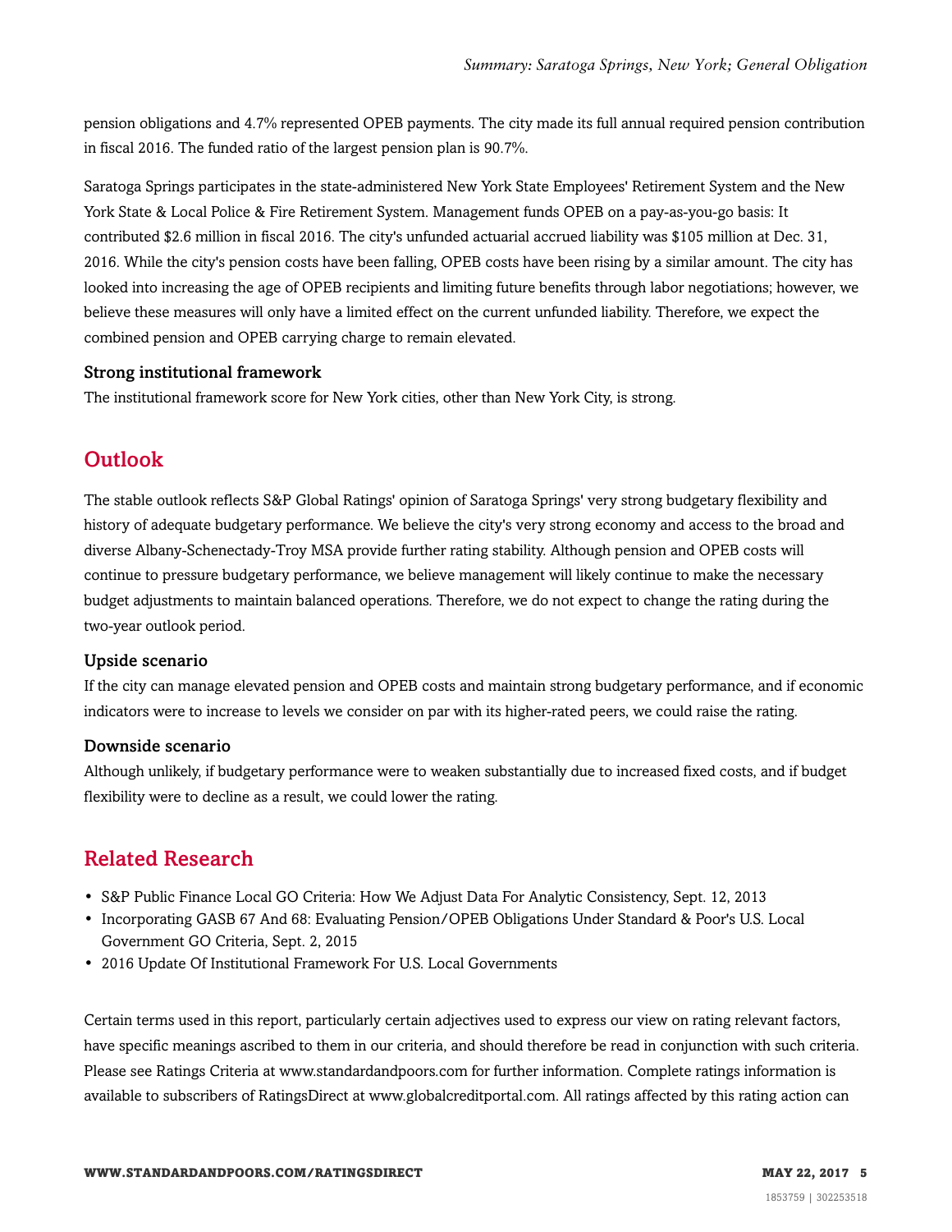pension obligations and 4.7% represented OPEB payments. The city made its full annual required pension contribution in fiscal 2016. The funded ratio of the largest pension plan is 90.7%.

Saratoga Springs participates in the state-administered New York State Employees' Retirement System and the New York State & Local Police & Fire Retirement System. Management funds OPEB on a pay-as-you-go basis: It contributed $2.6 million in fiscal 2016. The city's unfunded actuarial accrued liability was $105 million at Dec. 31, 2016. While the city's pension costs have been falling, OPEB costs have been rising by a similar amount. The city has looked into increasing the age of OPEB recipients and limiting future benefits through labor negotiations; however, we believe these measures will only have a limited effect on the current unfunded liability. Therefore, we expect the combined pension and OPEB carrying charge to remain elevated.

### Strong institutional framework

The institutional framework score for New York cities, other than New York City, is strong.

## Outlook

The stable outlook reflects S&P Global Ratings' opinion of Saratoga Springs' very strong budgetary flexibility and history of adequate budgetary performance. We believe the city's very strong economy and access to the broad and diverse Albany-Schenectady-Troy MSA provide further rating stability. Although pension and OPEB costs will continue to pressure budgetary performance, we believe management will likely continue to make the necessary budget adjustments to maintain balanced operations. Therefore, we do not expect to change the rating during the two-year outlook period.

### Upside scenario

If the city can manage elevated pension and OPEB costs and maintain strong budgetary performance, and if economic indicators were to increase to levels we consider on par with its higher-rated peers, we could raise the rating.

### Downside scenario

Although unlikely, if budgetary performance were to weaken substantially due to increased fixed costs, and if budget flexibility were to decline as a result, we could lower the rating.

## Related Research

- S&P Public Finance Local GO Criteria: How We Adjust Data For Analytic Consistency, Sept. 12, 2013
- Incorporating GASB 67 And 68: Evaluating Pension/OPEB Obligations Under Standard & Poor's U.S. Local Government GO Criteria, Sept. 2, 2015
- 2016 Update Of Institutional Framework For U.S. Local Governments

Certain terms used in this report, particularly certain adjectives used to express our view on rating relevant factors, have specific meanings ascribed to them in our criteria, and should therefore be read in conjunction with such criteria. Please see Ratings Criteria at www.standardandpoors.com for further information. Complete ratings information is available to subscribers of RatingsDirect at www.globalcreditportal.com. All ratings affected by this rating action can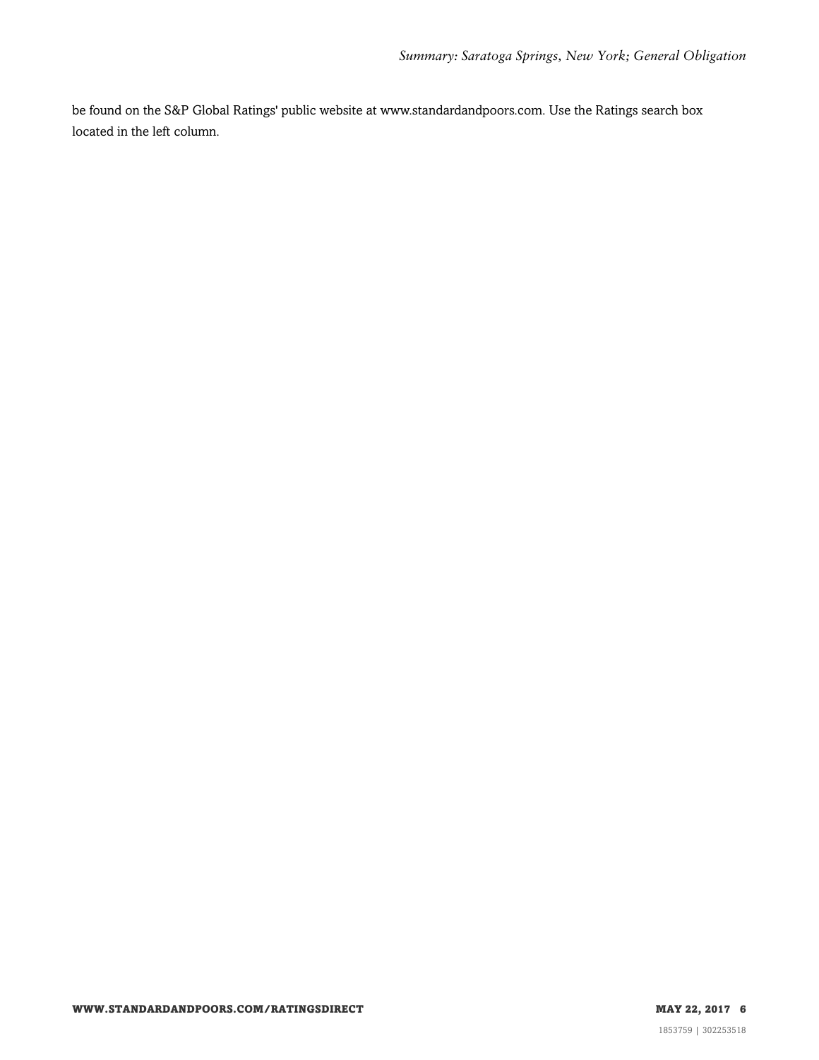be found on the S&P Global Ratings' public website at www.standardandpoors.com. Use the Ratings search box located in the left column.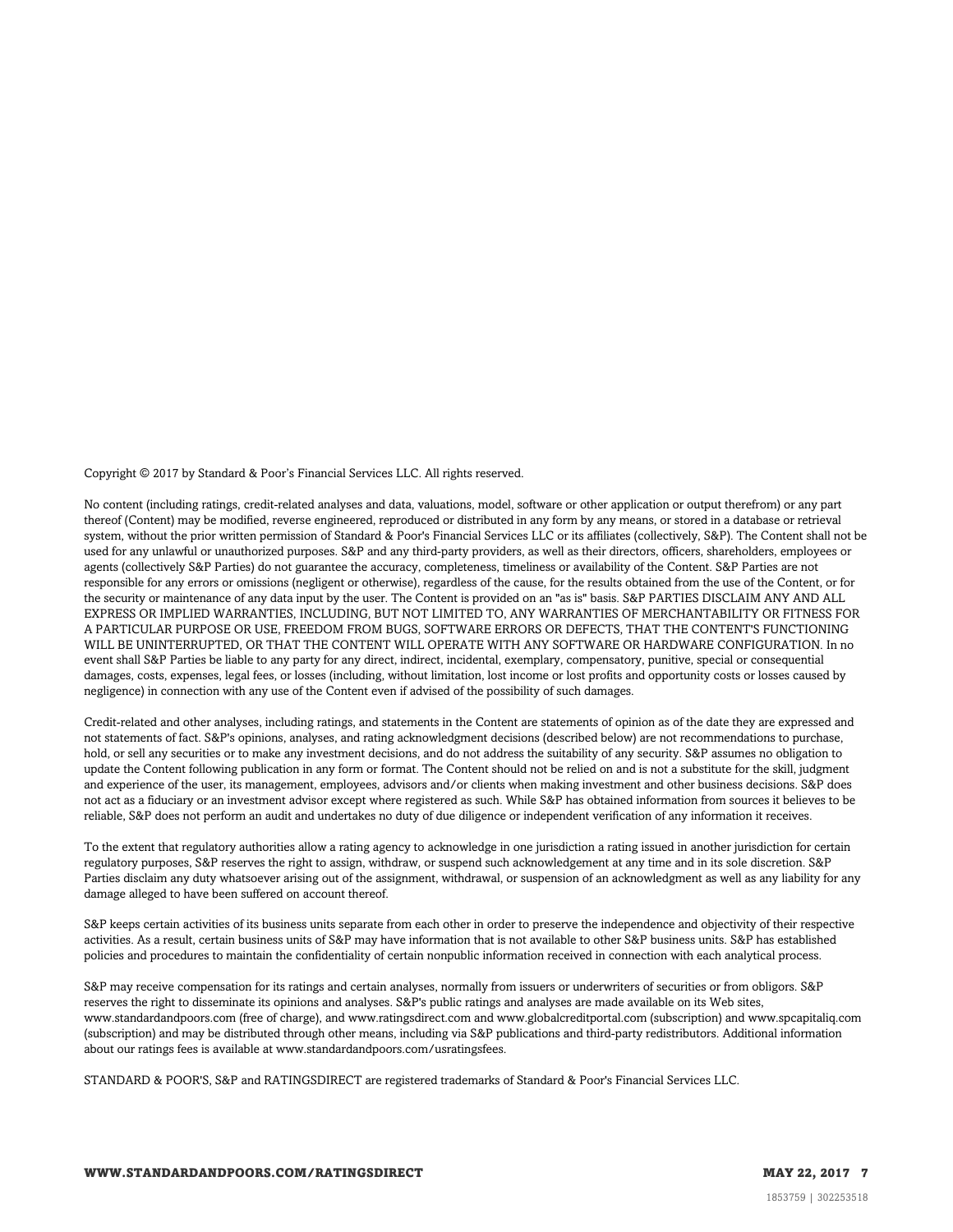Copyright © 2017 by Standard & Poor's Financial Services LLC. All rights reserved.

No content (including ratings, credit-related analyses and data, valuations, model, software or other application or output therefrom) or any part thereof (Content) may be modified, reverse engineered, reproduced or distributed in any form by any means, or stored in a database or retrieval system, without the prior written permission of Standard & Poor's Financial Services LLC or its affiliates (collectively, S&P). The Content shall not be used for any unlawful or unauthorized purposes. S&P and any third-party providers, as well as their directors, officers, shareholders, employees or agents (collectively S&P Parties) do not guarantee the accuracy, completeness, timeliness or availability of the Content. S&P Parties are not responsible for any errors or omissions (negligent or otherwise), regardless of the cause, for the results obtained from the use of the Content, or for the security or maintenance of any data input by the user. The Content is provided on an "as is" basis. S&P PARTIES DISCLAIM ANY AND ALL EXPRESS OR IMPLIED WARRANTIES, INCLUDING, BUT NOT LIMITED TO, ANY WARRANTIES OF MERCHANTABILITY OR FITNESS FOR A PARTICULAR PURPOSE OR USE, FREEDOM FROM BUGS, SOFTWARE ERRORS OR DEFECTS, THAT THE CONTENT'S FUNCTIONING WILL BE UNINTERRUPTED, OR THAT THE CONTENT WILL OPERATE WITH ANY SOFTWARE OR HARDWARE CONFIGURATION. In no event shall S&P Parties be liable to any party for any direct, indirect, incidental, exemplary, compensatory, punitive, special or consequential damages, costs, expenses, legal fees, or losses (including, without limitation, lost income or lost profits and opportunity costs or losses caused by negligence) in connection with any use of the Content even if advised of the possibility of such damages.

Credit-related and other analyses, including ratings, and statements in the Content are statements of opinion as of the date they are expressed and not statements of fact. S&P's opinions, analyses, and rating acknowledgment decisions (described below) are not recommendations to purchase, hold, or sell any securities or to make any investment decisions, and do not address the suitability of any security. S&P assumes no obligation to update the Content following publication in any form or format. The Content should not be relied on and is not a substitute for the skill, judgment and experience of the user, its management, employees, advisors and/or clients when making investment and other business decisions. S&P does not act as a fiduciary or an investment advisor except where registered as such. While S&P has obtained information from sources it believes to be reliable, S&P does not perform an audit and undertakes no duty of due diligence or independent verification of any information it receives.

To the extent that regulatory authorities allow a rating agency to acknowledge in one jurisdiction a rating issued in another jurisdiction for certain regulatory purposes, S&P reserves the right to assign, withdraw, or suspend such acknowledgement at any time and in its sole discretion. S&P Parties disclaim any duty whatsoever arising out of the assignment, withdrawal, or suspension of an acknowledgment as well as any liability for any damage alleged to have been suffered on account thereof.

S&P keeps certain activities of its business units separate from each other in order to preserve the independence and objectivity of their respective activities. As a result, certain business units of S&P may have information that is not available to other S&P business units. S&P has established policies and procedures to maintain the confidentiality of certain nonpublic information received in connection with each analytical process.

S&P may receive compensation for its ratings and certain analyses, normally from issuers or underwriters of securities or from obligors. S&P reserves the right to disseminate its opinions and analyses. S&P's public ratings and analyses are made available on its Web sites, www.standardandpoors.com (free of charge), and www.ratingsdirect.com and www.globalcreditportal.com (subscription) and www.spcapitaliq.com (subscription) and may be distributed through other means, including via S&P publications and third-party redistributors. Additional information about our ratings fees is available at www.standardandpoors.com/usratingsfees.

STANDARD & POOR'S, S&P and RATINGSDIRECT are registered trademarks of Standard & Poor's Financial Services LLC.